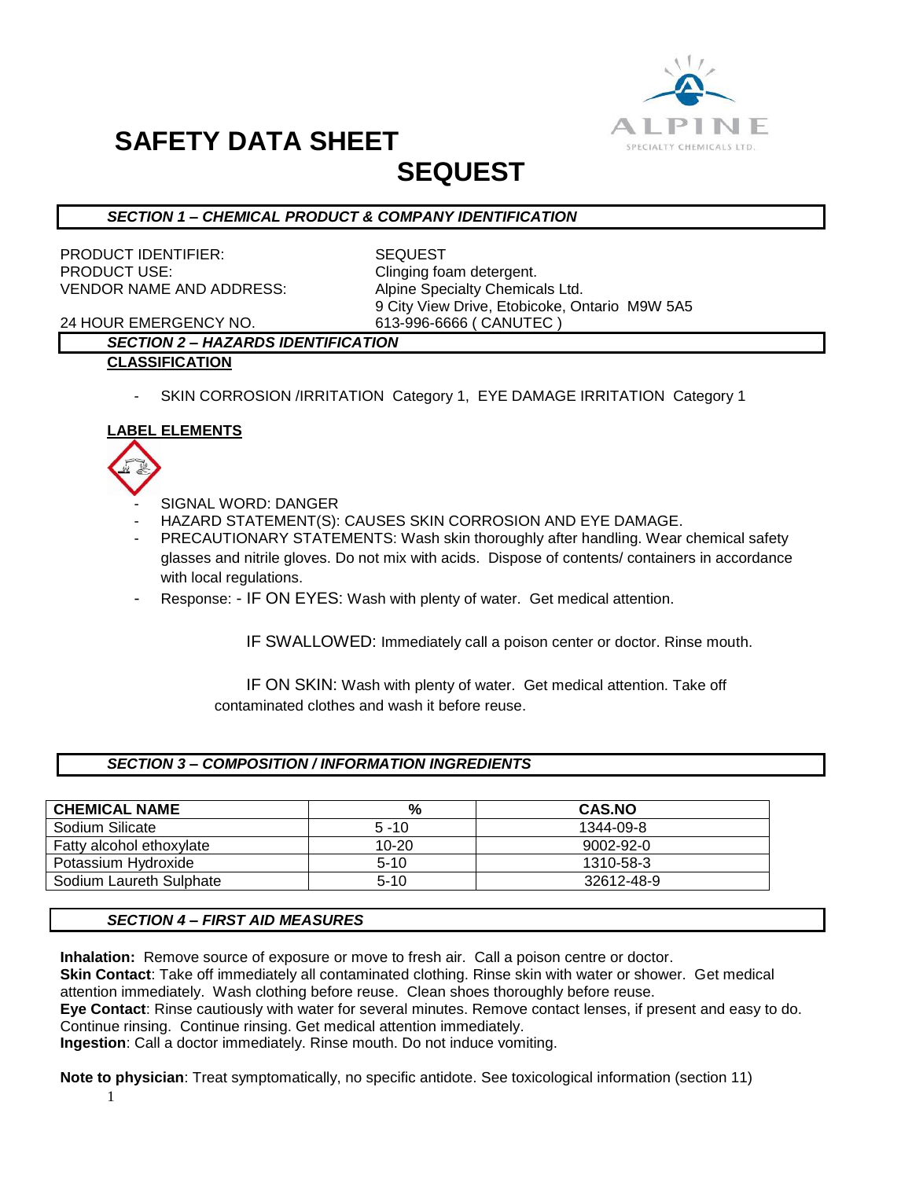# SAFETY DATA SHEET

# SEQUEST

### *SECTION 1 – CHEMICAL PRODUCT & COMPANY IDENTIFICATION*

| | |
|---|---|
| PRODUCT IDENTIFIER: | SEQUEST |
| PRODUCT USE: | Clinging foam detergent. |
| VENDOR NAME AND ADDRESS: | Alpine Specialty Chemicals Ltd.<br>9 City View Drive, Etobicoke, Ontario M9W 5A5 |
| 24 HOUR EMERGENCY NO. | 613-996-6666 ( CANUTEC ) |

### *SECTION 2 – HAZARDS IDENTIFICATION*

**CLASSIFICATION**

- SKIN CORROSION /IRRITATION Category 1, EYE DAMAGE IRRITATION Category 1

**LABEL ELEMENTS**

- SIGNAL WORD: DANGER
- HAZARD STATEMENT(S): CAUSES SKIN CORROSION AND EYE DAMAGE.
- PRECAUTIONARY STATEMENTS: Wash skin thoroughly after handling. Wear chemical safety glasses and nitrile gloves. Do not mix with acids. Dispose of contents/ containers in accordance with local regulations.
- Response: - IF ON EYES: Wash with plenty of water. Get medical attention.

  IF SWALLOWED: Immediately call a poison center or doctor. Rinse mouth.

  IF ON SKIN: Wash with plenty of water. Get medical attention. Take off contaminated clothes and wash it before reuse.

### *SECTION 3 – COMPOSITION / INFORMATION INGREDIENTS*

| CHEMICAL NAME | % | CAS.NO |
|---|---|---|
| Sodium Silicate | 5 -10 | 1344-09-8 |
| Fatty alcohol ethoxylate | 10-20 | 9002-92-0 |
| Potassium Hydroxide | 5-10 | 1310-58-3 |
| Sodium Laureth Sulphate | 5-10 | 32612-48-9 |

### *SECTION 4 – FIRST AID MEASURES*

**Inhalation:** Remove source of exposure or move to fresh air. Call a poison centre or doctor.
**Skin Contact**: Take off immediately all contaminated clothing. Rinse skin with water or shower. Get medical attention immediately. Wash clothing before reuse. Clean shoes thoroughly before reuse.
**Eye Contact**: Rinse cautiously with water for several minutes. Remove contact lenses, if present and easy to do. Continue rinsing. Continue rinsing. Get medical attention immediately.
**Ingestion**: Call a doctor immediately. Rinse mouth. Do not induce vomiting.

**Note to physician**: Treat symptomatically, no specific antidote. See toxicological information (section 11)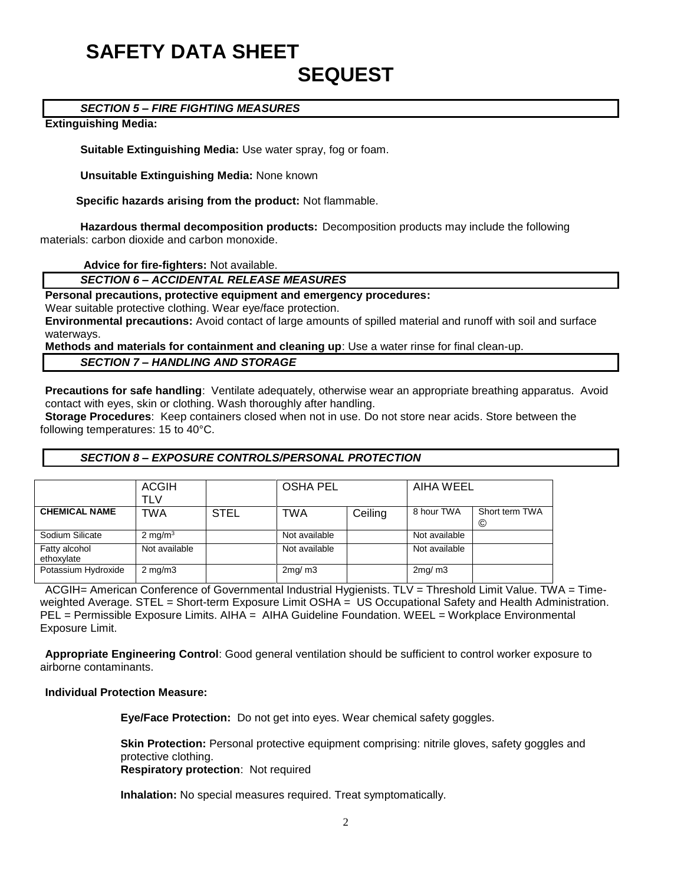# SAFETY DATA SHEET

## SEQUEST

### *SECTION 5 – FIRE FIGHTING MEASURES*

**Extinguishing Media:**

**Suitable Extinguishing Media:** Use water spray, fog or foam.

**Unsuitable Extinguishing Media:** None known

**Specific hazards arising from the product:** Not flammable.

**Hazardous thermal decomposition products:** Decomposition products may include the following materials: carbon dioxide and carbon monoxide.

**Advice for fire-fighters:** Not available.

### *SECTION 6 – ACCIDENTAL RELEASE MEASURES*

**Personal precautions, protective equipment and emergency procedures:**
Wear suitable protective clothing. Wear eye/face protection.

**Environmental precautions:** Avoid contact of large amounts of spilled material and runoff with soil and surface waterways.

**Methods and materials for containment and cleaning up**: Use a water rinse for final clean-up.

### *SECTION 7 – HANDLING AND STORAGE*

**Precautions for safe handling**: Ventilate adequately, otherwise wear an appropriate breathing apparatus. Avoid contact with eyes, skin or clothing. Wash thoroughly after handling.

**Storage Procedures**: Keep containers closed when not in use. Do not store near acids. Store between the following temperatures: 15 to 40°C.

### *SECTION 8 – EXPOSURE CONTROLS/PERSONAL PROTECTION*

| | ACGIH TLV | | OSHA PEL | | AIHA WEEL | |
|---|---|---|---|---|---|---|
| **CHEMICAL NAME** | TWA | STEL | TWA | Ceiling | 8 hour TWA | Short term TWA © |
| Sodium Silicate | 2 $mg/m^3$ | | Not available | | Not available | |
| Fatty alcohol ethoxylate | Not available | | Not available | | Not available | |
| Potassium Hydroxide | 2 mg/m3 | | 2mg/ m3 | | 2mg/ m3 | |

ACGIH= American Conference of Governmental Industrial Hygienists. TLV = Threshold Limit Value. TWA = Time-weighted Average. STEL = Short-term Exposure Limit OSHA = US Occupational Safety and Health Administration. PEL = Permissible Exposure Limits. AIHA = AIHA Guideline Foundation. WEEL = Workplace Environmental Exposure Limit.

**Appropriate Engineering Control**: Good general ventilation should be sufficient to control worker exposure to airborne contaminants.

**Individual Protection Measure:**

**Eye/Face Protection:** Do not get into eyes. Wear chemical safety goggles.

**Skin Protection:** Personal protective equipment comprising: nitrile gloves, safety goggles and protective clothing.

**Respiratory protection**: Not required

**Inhalation:** No special measures required. Treat symptomatically.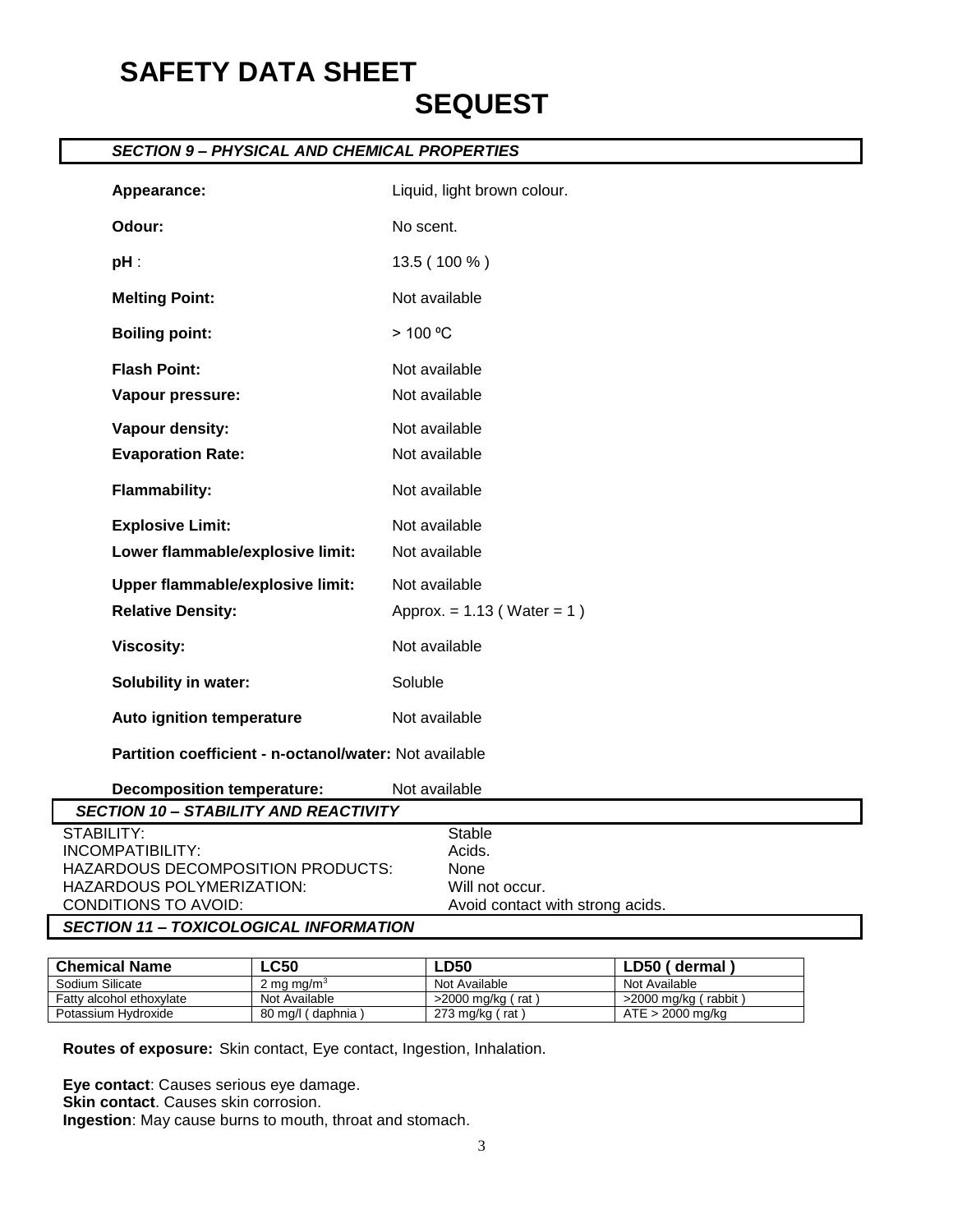# SAFETY DATA SHEET

# SEQUEST

## *SECTION 9 – PHYSICAL AND CHEMICAL PROPERTIES*

**Appearance:** Liquid, light brown colour.

**Odour:** No scent.

**pH** : 13.5 ( 100 % )

**Melting Point:** Not available

**Boiling point:** > 100 ºC

**Flash Point:** Not available

**Vapour pressure:** Not available

**Vapour density:** Not available

**Evaporation Rate:** Not available

**Flammability:** Not available

**Explosive Limit:** Not available

**Lower flammable/explosive limit:** Not available

**Upper flammable/explosive limit:** Not available

**Relative Density:** Approx. = 1.13 ( Water = 1 )

**Viscosity:** Not available

**Solubility in water:** Soluble

**Auto ignition temperature** Not available

**Partition coefficient - n-octanol/water:** Not available

**Decomposition temperature:** Not available

## *SECTION 10 – STABILITY AND REACTIVITY*

STABILITY: Stable

INCOMPATIBILITY: Acids.

HAZARDOUS DECOMPOSITION PRODUCTS: None

HAZARDOUS POLYMERIZATION: Will not occur.

CONDITIONS TO AVOID: Avoid contact with strong acids.

## *SECTION 11 – TOXICOLOGICAL INFORMATION*

| Chemical Name | LC50 | LD50 | LD50 ( dermal ) |
|---|---|---|---|
| Sodium Silicate | 2 mg mg/m$^3$ | Not Available | Not Available |
| Fatty alcohol ethoxylate | Not Available | >2000 mg/kg ( rat ) | >2000 mg/kg ( rabbit ) |
| Potassium Hydroxide | 80 mg/l ( daphnia ) | 273 mg/kg ( rat ) | ATE > 2000 mg/kg |

**Routes of exposure:** Skin contact, Eye contact, Ingestion, Inhalation.

**Eye contact**: Causes serious eye damage.
**Skin contact**. Causes skin corrosion.
**Ingestion**: May cause burns to mouth, throat and stomach.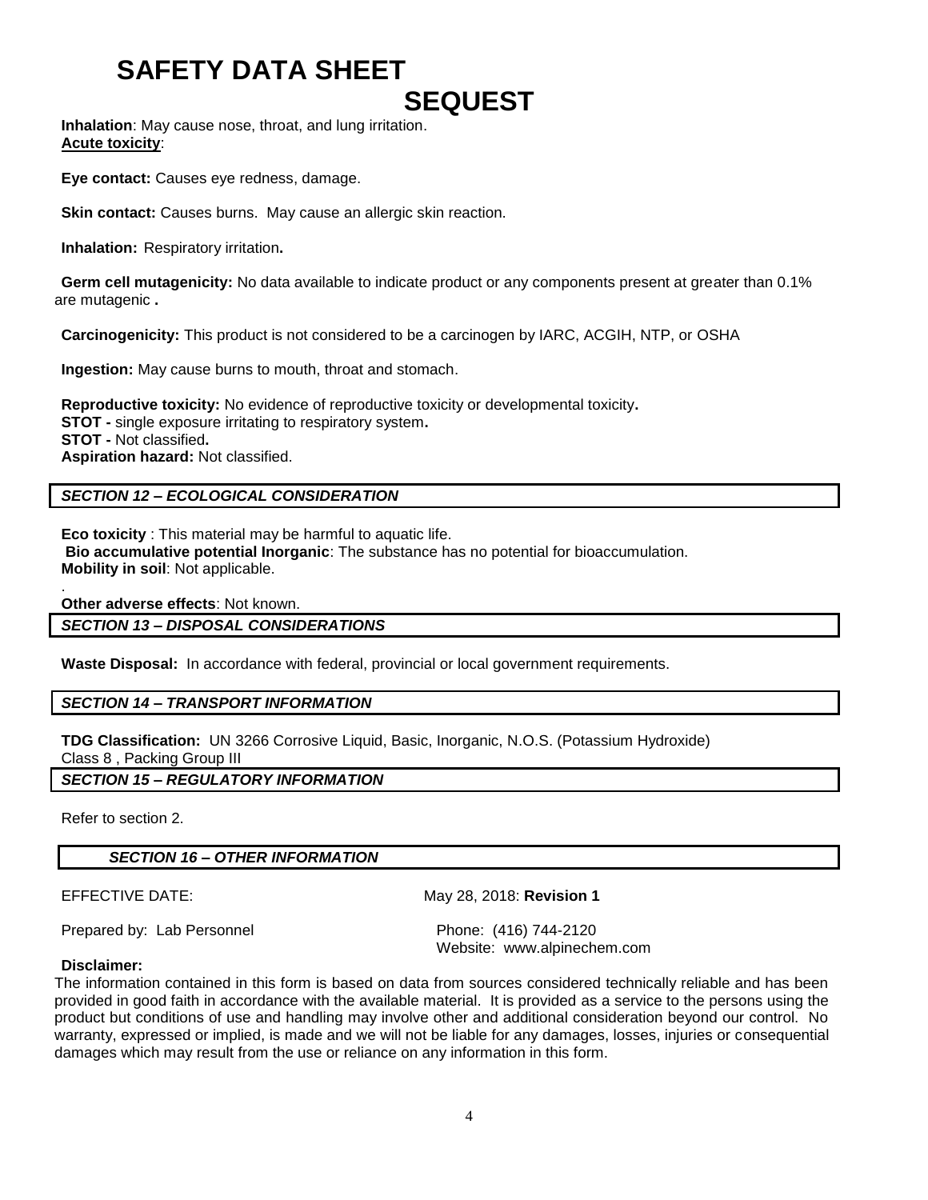# SAFETY DATA SHEET

## SEQUEST

**Inhalation**: May cause nose, throat, and lung irritation.

**Acute toxicity**:

**Eye contact:** Causes eye redness, damage.

**Skin contact:** Causes burns. May cause an allergic skin reaction.

**Inhalation:** Respiratory irritation**.**

**Germ cell mutagenicity:** No data available to indicate product or any components present at greater than 0.1% are mutagenic **.**

**Carcinogenicity:** This product is not considered to be a carcinogen by IARC, ACGIH, NTP, or OSHA

**Ingestion:** May cause burns to mouth, throat and stomach.

**Reproductive toxicity:** No evidence of reproductive toxicity or developmental toxicity**.**
**STOT -** single exposure irritating to respiratory system**.**
**STOT -** Not classified**.**
**Aspiration hazard:** Not classified.

### *SECTION 12 – ECOLOGICAL CONSIDERATION*

**Eco toxicity** : This material may be harmful to aquatic life.
**Bio accumulative potential Inorganic**: The substance has no potential for bioaccumulation.
**Mobility in soil**: Not applicable.

.
**Other adverse effects**: Not known.

### *SECTION 13 – DISPOSAL CONSIDERATIONS*

**Waste Disposal:** In accordance with federal, provincial or local government requirements.

### *SECTION 14 – TRANSPORT INFORMATION*

**TDG Classification:** UN 3266 Corrosive Liquid, Basic, Inorganic, N.O.S. (Potassium Hydroxide)
Class 8 , Packing Group III

### *SECTION 15 – REGULATORY INFORMATION*

Refer to section 2.

### *SECTION 16 – OTHER INFORMATION*

EFFECTIVE DATE: May 28, 2018: **Revision 1**

Prepared by: Lab Personnel

Phone: (416) 744-2120
Website: www.alpinechem.com

**Disclaimer:**
The information contained in this form is based on data from sources considered technically reliable and has been provided in good faith in accordance with the available material. It is provided as a service to the persons using the product but conditions of use and handling may involve other and additional consideration beyond our control. No warranty, expressed or implied, is made and we will not be liable for any damages, losses, injuries or consequential damages which may result from the use or reliance on any information in this form.